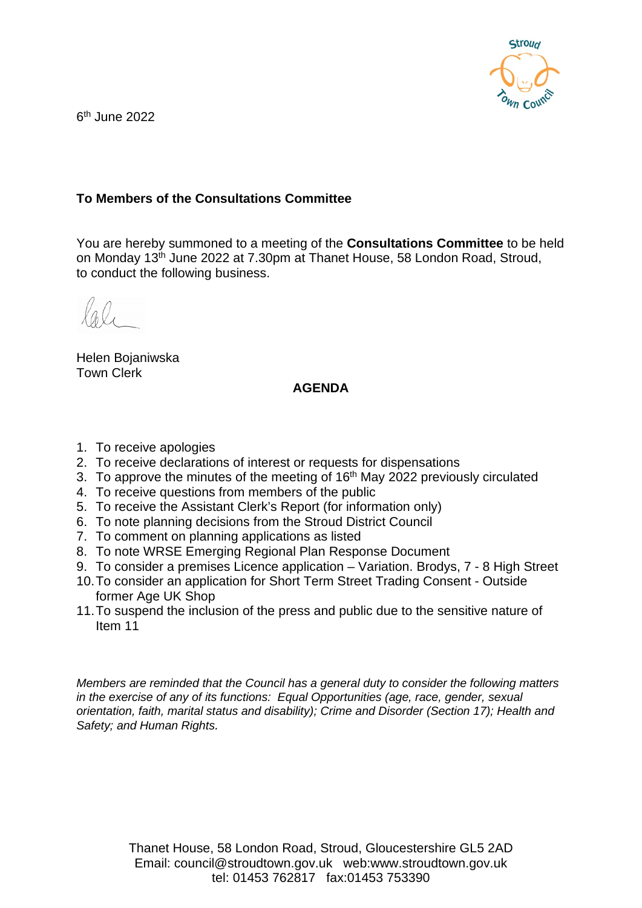6th June 2022

**To Members of the Consultations Committee**

You are hereby summoned to a meeting of the **Consultations Committee** to be held on Monday 13th June 2022 at 7.30pm at Thanet House, 58 London Road, Stroud, to conduct the following business.

Helen Bojaniwska
Town Clerk

## AGENDA

1. To receive apologies
2. To receive declarations of interest or requests for dispensations
3. To approve the minutes of the meeting of 16th May 2022 previously circulated
4. To receive questions from members of the public
5. To receive the Assistant Clerk's Report (for information only)
6. To note planning decisions from the Stroud District Council
7. To comment on planning applications as listed
8. To note WRSE Emerging Regional Plan Response Document
9. To consider a premises Licence application – Variation. Brodys, 7 - 8 High Street
10. To consider an application for Short Term Street Trading Consent - Outside former Age UK Shop
11. To suspend the inclusion of the press and public due to the sensitive nature of Item 11

*Members are reminded that the Council has a general duty to consider the following matters in the exercise of any of its functions: Equal Opportunities (age, race, gender, sexual orientation, faith, marital status and disability); Crime and Disorder (Section 17); Health and Safety; and Human Rights.*

Thanet House, 58 London Road, Stroud, Gloucestershire GL5 2AD
Email: council@stroudtown.gov.uk web:www.stroudtown.gov.uk
tel: 01453 762817 fax:01453 753390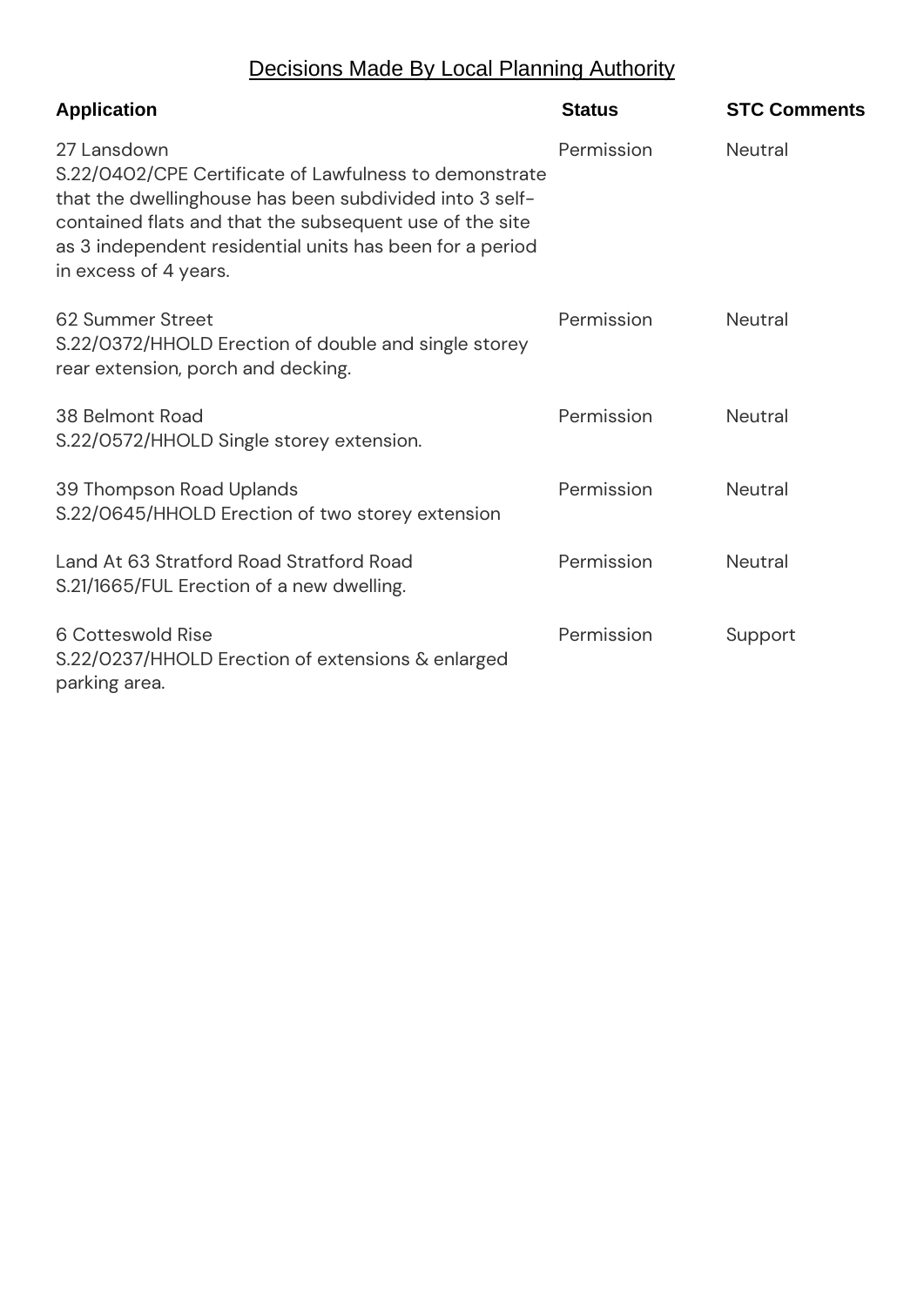## Decisions Made By Local Planning Authority

| Application | Status | STC Comments |
| --- | --- | --- |
| 27 Lansdown<br>S.22/0402/CPE Certificate of Lawfulness to demonstrate that the dwellinghouse has been subdivided into 3 self-contained flats and that the subsequent use of the site as 3 independent residential units has been for a period in excess of 4 years. | Permission | Neutral |
| 62 Summer Street<br>S.22/0372/HHOLD Erection of double and single storey rear extension, porch and decking. | Permission | Neutral |
| 38 Belmont Road<br>S.22/0572/HHOLD Single storey extension. | Permission | Neutral |
| 39 Thompson Road Uplands<br>S.22/0645/HHOLD Erection of two storey extension | Permission | Neutral |
| Land At 63 Stratford Road Stratford Road<br>S.21/1665/FUL Erection of a new dwelling. | Permission | Neutral |
| 6 Cotteswold Rise<br>S.22/0237/HHOLD Erection of extensions & enlarged parking area. | Permission | Support |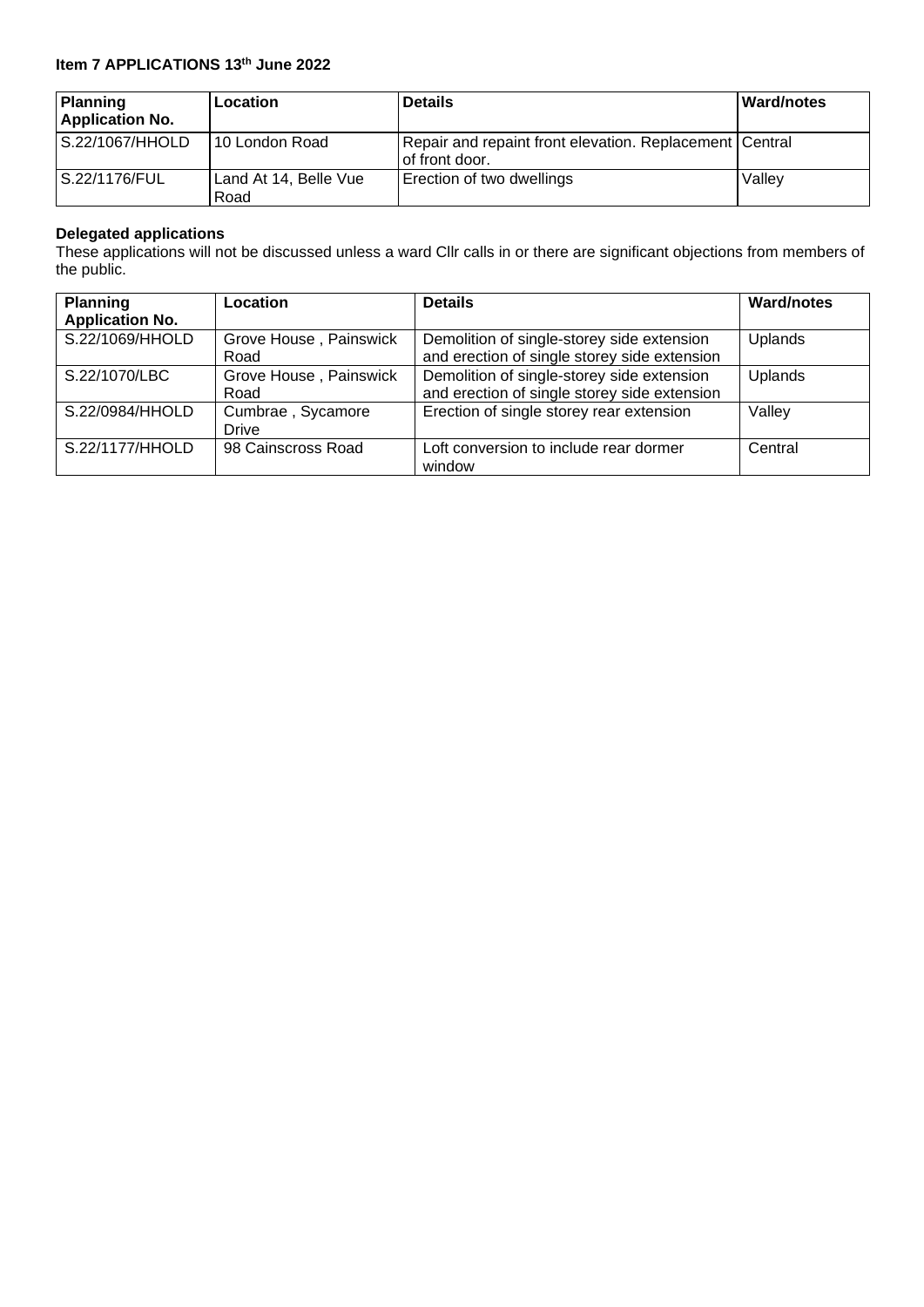**Item 7 APPLICATIONS 13th June 2022**

| Planning Application No. | Location | Details | Ward/notes |
|---|---|---|---|
| S.22/1067/HHOLD | 10 London Road | Repair and repaint front elevation. Replacement of front door. | Central |
| S.22/1176/FUL | Land At 14, Belle Vue Road | Erection of two dwellings | Valley |

**Delegated applications**

These applications will not be discussed unless a ward Cllr calls in or there are significant objections from members of the public.

| Planning Application No. | Location | Details | Ward/notes |
|---|---|---|---|
| S.22/1069/HHOLD | Grove House , Painswick Road | Demolition of single-storey side extension and erection of single storey side extension | Uplands |
| S.22/1070/LBC | Grove House , Painswick Road | Demolition of single-storey side extension and erection of single storey side extension | Uplands |
| S.22/0984/HHOLD | Cumbrae , Sycamore Drive | Erection of single storey rear extension | Valley |
| S.22/1177/HHOLD | 98 Cainscross Road | Loft conversion to include rear dormer window | Central |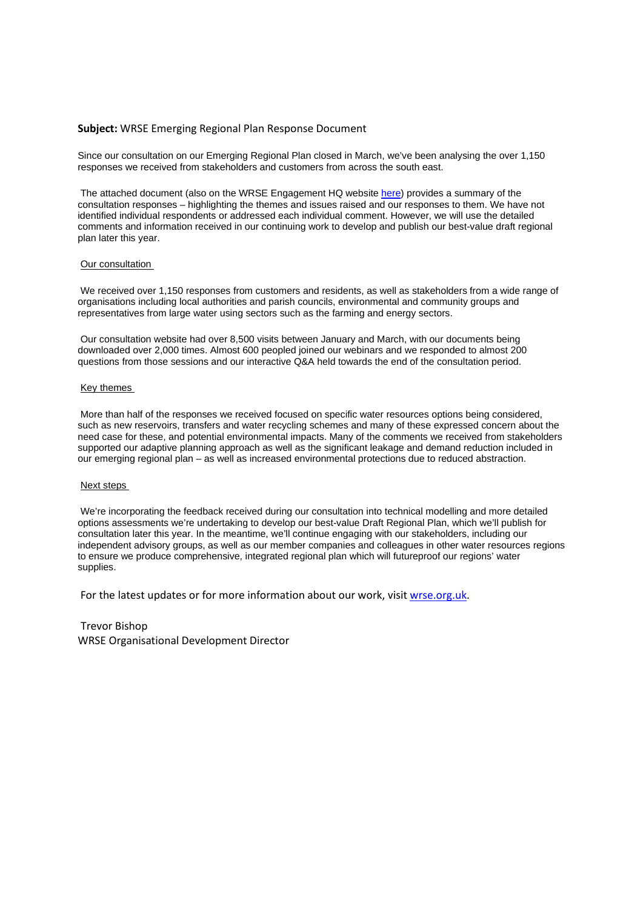**Subject:** WRSE Emerging Regional Plan Response Document

Since our consultation on our Emerging Regional Plan closed in March, we've been analysing the over 1,150 responses we received from stakeholders and customers from across the south east.

The attached document (also on the WRSE Engagement HQ website here) provides a summary of the consultation responses – highlighting the themes and issues raised and our responses to them. We have not identified individual respondents or addressed each individual comment. However, we will use the detailed comments and information received in our continuing work to develop and publish our best-value draft regional plan later this year.

Our consultation

We received over 1,150 responses from customers and residents, as well as stakeholders from a wide range of organisations including local authorities and parish councils, environmental and community groups and representatives from large water using sectors such as the farming and energy sectors.

Our consultation website had over 8,500 visits between January and March, with our documents being downloaded over 2,000 times. Almost 600 peopled joined our webinars and we responded to almost 200 questions from those sessions and our interactive Q&A held towards the end of the consultation period.

Key themes

More than half of the responses we received focused on specific water resources options being considered, such as new reservoirs, transfers and water recycling schemes and many of these expressed concern about the need case for these, and potential environmental impacts. Many of the comments we received from stakeholders supported our adaptive planning approach as well as the significant leakage and demand reduction included in our emerging regional plan – as well as increased environmental protections due to reduced abstraction.

Next steps

We're incorporating the feedback received during our consultation into technical modelling and more detailed options assessments we're undertaking to develop our best-value Draft Regional Plan, which we'll publish for consultation later this year. In the meantime, we'll continue engaging with our stakeholders, including our independent advisory groups, as well as our member companies and colleagues in other water resources regions to ensure we produce comprehensive, integrated regional plan which will futureproof our regions' water supplies.

For the latest updates or for more information about our work, visit wrse.org.uk.

Trevor Bishop
WRSE Organisational Development Director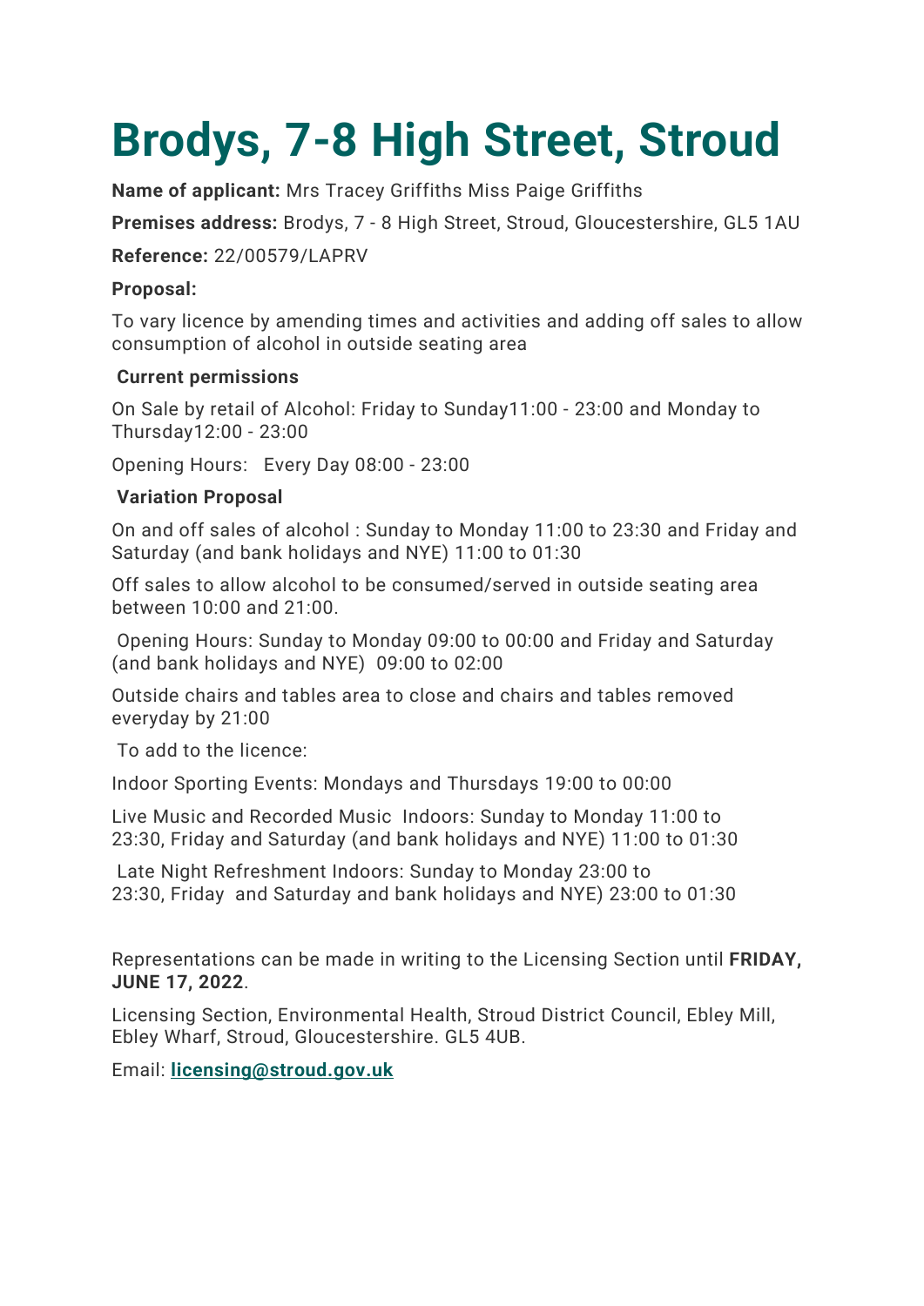# Brodys, 7-8 High Street, Stroud

**Name of applicant:** Mrs Tracey Griffiths Miss Paige Griffiths

**Premises address:** Brodys, 7 - 8 High Street, Stroud, Gloucestershire, GL5 1AU

**Reference:** 22/00579/LAPRV

**Proposal:**

To vary licence by amending times and activities and adding off sales to allow consumption of alcohol in outside seating area

**Current permissions**

On Sale by retail of Alcohol: Friday to Sunday11:00 - 23:00 and Monday to Thursday12:00 - 23:00

Opening Hours: Every Day 08:00 - 23:00

**Variation Proposal**

On and off sales of alcohol : Sunday to Monday 11:00 to 23:30 and Friday and Saturday (and bank holidays and NYE) 11:00 to 01:30

Off sales to allow alcohol to be consumed/served in outside seating area between 10:00 and 21:00.

Opening Hours: Sunday to Monday 09:00 to 00:00 and Friday and Saturday (and bank holidays and NYE) 09:00 to 02:00

Outside chairs and tables area to close and chairs and tables removed everyday by 21:00

To add to the licence:

Indoor Sporting Events: Mondays and Thursdays 19:00 to 00:00

Live Music and Recorded Music Indoors: Sunday to Monday 11:00 to 23:30, Friday and Saturday (and bank holidays and NYE) 11:00 to 01:30

Late Night Refreshment Indoors: Sunday to Monday 23:00 to 23:30, Friday and Saturday and bank holidays and NYE) 23:00 to 01:30

Representations can be made in writing to the Licensing Section until **FRIDAY, JUNE 17, 2022**.

Licensing Section, Environmental Health, Stroud District Council, Ebley Mill, Ebley Wharf, Stroud, Gloucestershire. GL5 4UB.

Email: **licensing@stroud.gov.uk**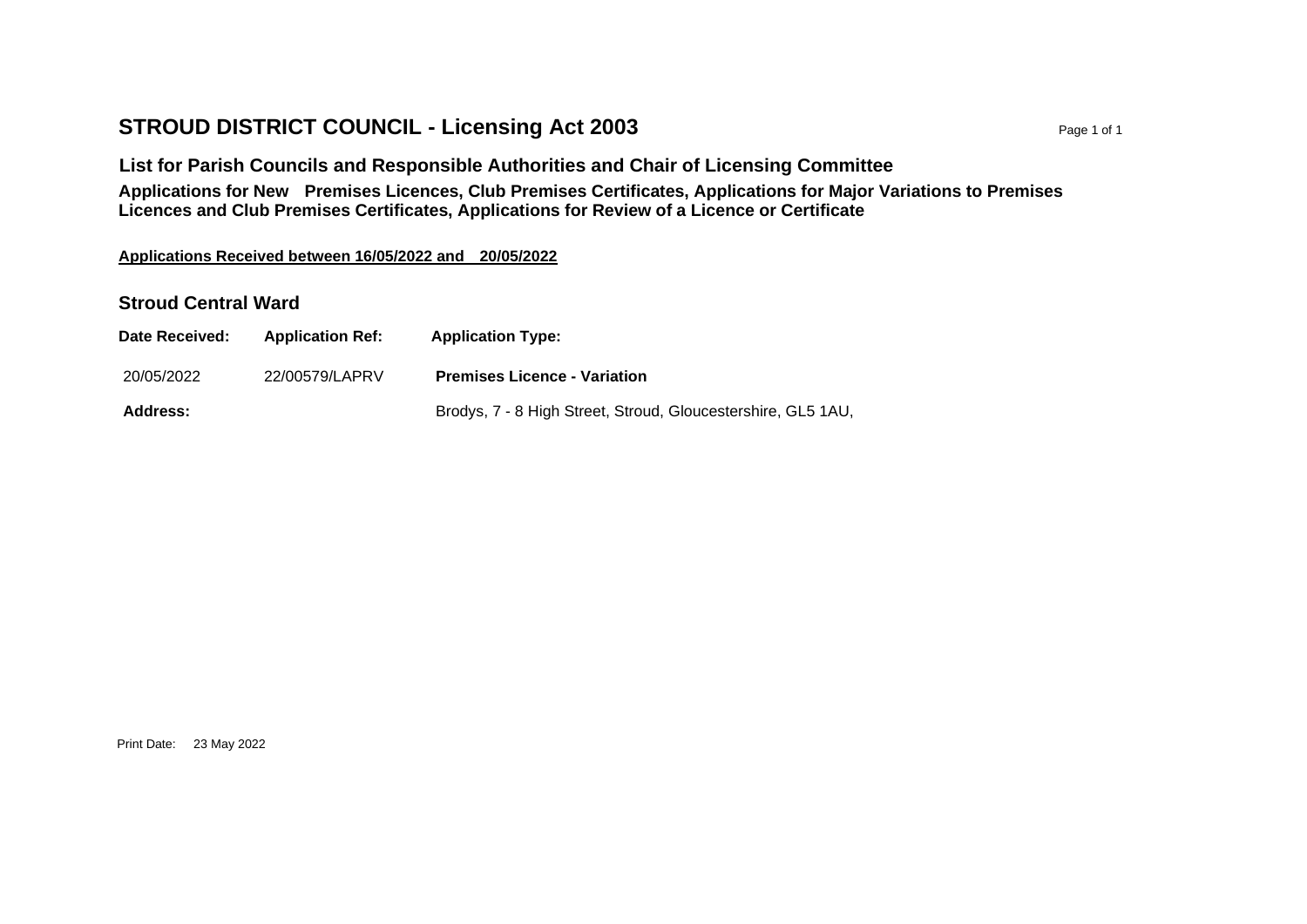# STROUD DISTRICT COUNCIL - Licensing Act 2003

## List for Parish Councils and Responsible Authorities and Chair of Licensing Committee

**Applications for New Premises Licences, Club Premises Certificates, Applications for Major Variations to Premises Licences and Club Premises Certificates, Applications for Review of a Licence or Certificate**

**Applications Received between 16/05/2022 and 20/05/2022**

### Stroud Central Ward

| Date Received: | Application Ref: | Application Type: |
|---|---|---|
| 20/05/2022 | 22/00579/LAPRV | **Premises Licence - Variation** |
| **Address:** | | Brodys, 7 - 8 High Street, Stroud, Gloucestershire, GL5 1AU, |

Print Date: 23 May 2022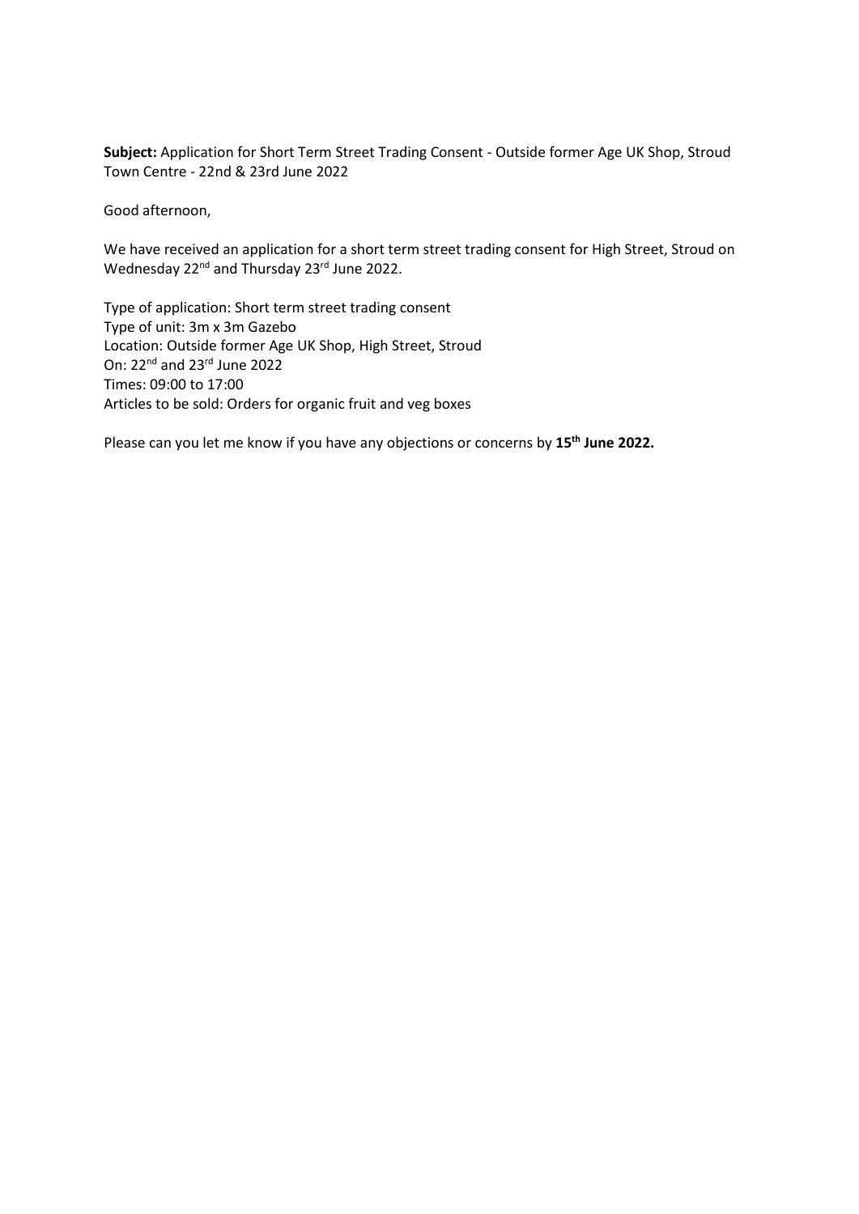**Subject:** Application for Short Term Street Trading Consent - Outside former Age UK Shop, Stroud Town Centre - 22nd & 23rd June 2022

Good afternoon,

We have received an application for a short term street trading consent for High Street, Stroud on Wednesday 22nd and Thursday 23rd June 2022.

Type of application: Short term street trading consent
Type of unit: 3m x 3m Gazebo
Location: Outside former Age UK Shop, High Street, Stroud
On: 22nd and 23rd June 2022
Times: 09:00 to 17:00
Articles to be sold: Orders for organic fruit and veg boxes

Please can you let me know if you have any objections or concerns by **15th June 2022.**